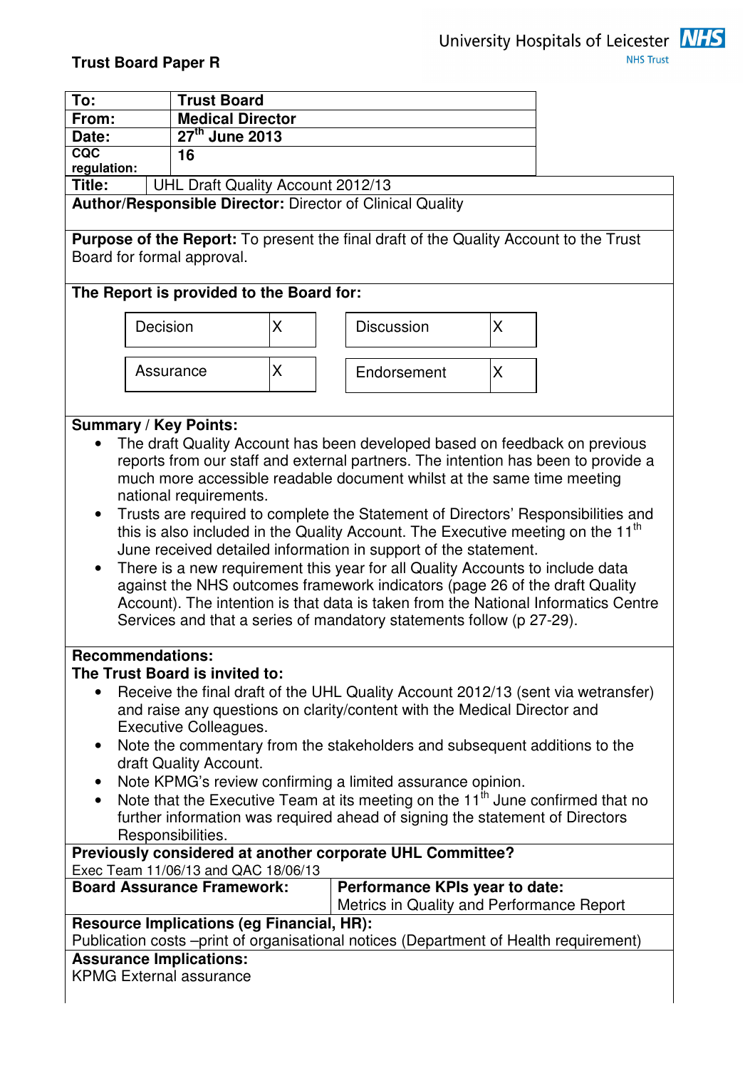**Trust Board Paper R**

University Hospitals of Leicester NHS Trust

| To: | Trust Board |
|---|---|
| From: | Medical Director |
| Date: | 27th June 2013 |
| CQC regulation: | 16 |

**Title:** UHL Draft Quality Account 2012/13

**Author/Responsible Director:** Director of Clinical Quality

**Purpose of the Report:** To present the final draft of the Quality Account to the Trust Board for formal approval.

**The Report is provided to the Board for:**

| | | | |
|---|---|---|---|
| Decision | X | Discussion | X |
| Assurance | X | Endorsement | X |

**Summary / Key Points:**

- The draft Quality Account has been developed based on feedback on previous reports from our staff and external partners. The intention has been to provide a much more accessible readable document whilst at the same time meeting national requirements.
- Trusts are required to complete the Statement of Directors' Responsibilities and this is also included in the Quality Account. The Executive meeting on the 11th June received detailed information in support of the statement.
- There is a new requirement this year for all Quality Accounts to include data against the NHS outcomes framework indicators (page 26 of the draft Quality Account). The intention is that data is taken from the National Informatics Centre Services and that a series of mandatory statements follow (p 27-29).

**Recommendations:**

**The Trust Board is invited to:**

- Receive the final draft of the UHL Quality Account 2012/13 (sent via wetransfer) and raise any questions on clarity/content with the Medical Director and Executive Colleagues.
- Note the commentary from the stakeholders and subsequent additions to the draft Quality Account.
- Note KPMG's review confirming a limited assurance opinion.
- Note that the Executive Team at its meeting on the 11th June confirmed that no further information was required ahead of signing the statement of Directors Responsibilities.

**Previously considered at another corporate UHL Committee?**
Exec Team 11/06/13 and QAC 18/06/13

| **Board Assurance Framework:** | **Performance KPIs year to date:** Metrics in Quality and Performance Report |
|---|---|

**Resource Implications (eg Financial, HR):**
Publication costs –print of organisational notices (Department of Health requirement)

**Assurance Implications:**
KPMG External assurance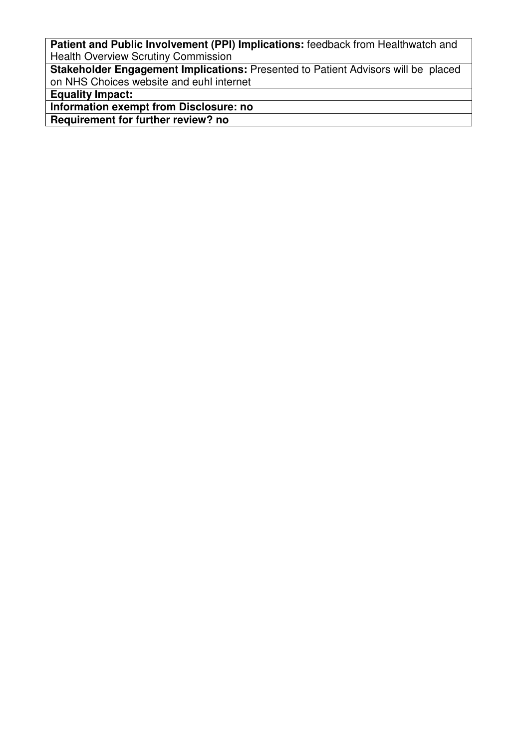| |
|---|
| **Patient and Public Involvement (PPI) Implications:** feedback from Healthwatch and Health Overview Scrutiny Commission |
| **Stakeholder Engagement Implications:** Presented to Patient Advisors will be placed on NHS Choices website and euhl internet |
| **Equality Impact:** |
| **Information exempt from Disclosure: no** |
| **Requirement for further review? no** |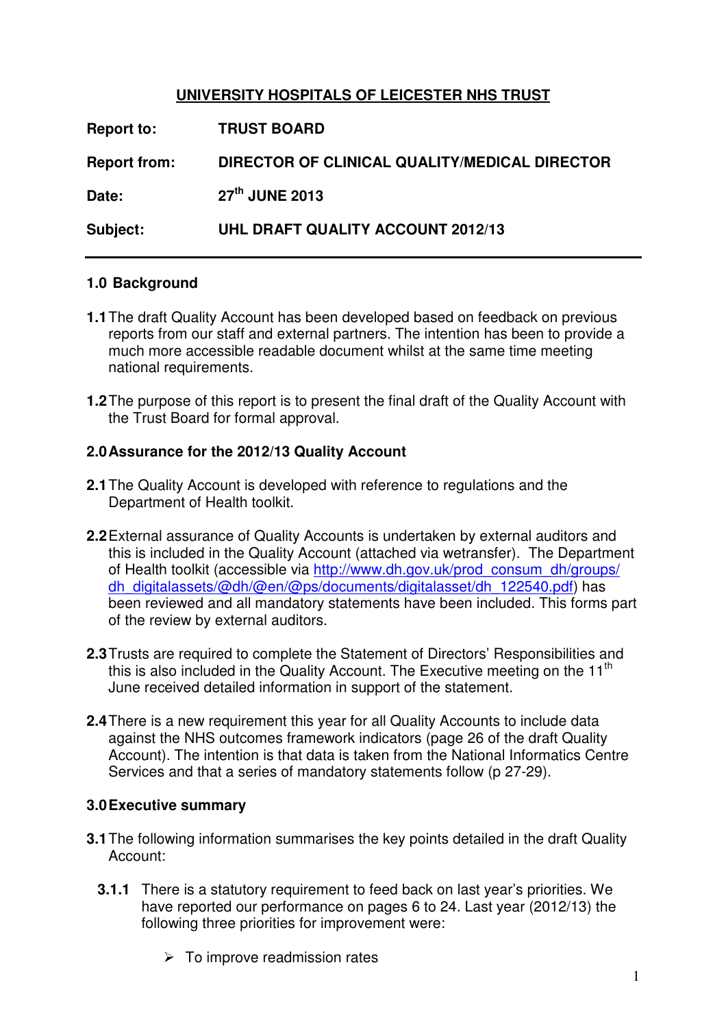**UNIVERSITY HOSPITALS OF LEICESTER NHS TRUST**

| | |
|---|---|
| **Report to:** | **TRUST BOARD** |
| **Report from:** | **DIRECTOR OF CLINICAL QUALITY/MEDICAL DIRECTOR** |
| **Date:** | **27th JUNE 2013** |
| **Subject:** | **UHL DRAFT QUALITY ACCOUNT 2012/13** |

## 1.0 Background

**1.1** The draft Quality Account has been developed based on feedback on previous reports from our staff and external partners. The intention has been to provide a much more accessible readable document whilst at the same time meeting national requirements.

**1.2** The purpose of this report is to present the final draft of the Quality Account with the Trust Board for formal approval.

## 2.0 Assurance for the 2012/13 Quality Account

**2.1** The Quality Account is developed with reference to regulations and the Department of Health toolkit.

**2.2** External assurance of Quality Accounts is undertaken by external auditors and this is included in the Quality Account (attached via wetransfer). The Department of Health toolkit (accessible via http://www.dh.gov.uk/prod_consum_dh/groups/dh_digitalassets/@dh/@en/@ps/documents/digitalasset/dh_122540.pdf) has been reviewed and all mandatory statements have been included. This forms part of the review by external auditors.

**2.3** Trusts are required to complete the Statement of Directors' Responsibilities and this is also included in the Quality Account. The Executive meeting on the 11th June received detailed information in support of the statement.

**2.4** There is a new requirement this year for all Quality Accounts to include data against the NHS outcomes framework indicators (page 26 of the draft Quality Account). The intention is that data is taken from the National Informatics Centre Services and that a series of mandatory statements follow (p 27-29).

## 3.0 Executive summary

**3.1** The following information summarises the key points detailed in the draft Quality Account:

**3.1.1** There is a statutory requirement to feed back on last year's priorities. We have reported our performance on pages 6 to 24. Last year (2012/13) the following three priorities for improvement were:

- To improve readmission rates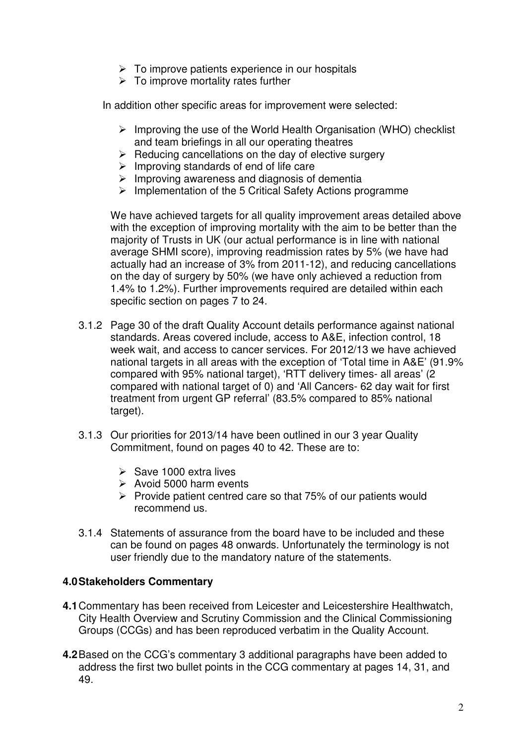- To improve patients experience in our hospitals
- To improve mortality rates further

In addition other specific areas for improvement were selected:

- Improving the use of the World Health Organisation (WHO) checklist and team briefings in all our operating theatres
- Reducing cancellations on the day of elective surgery
- Improving standards of end of life care
- Improving awareness and diagnosis of dementia
- Implementation of the 5 Critical Safety Actions programme

We have achieved targets for all quality improvement areas detailed above with the exception of improving mortality with the aim to be better than the majority of Trusts in UK (our actual performance is in line with national average SHMI score), improving readmission rates by 5% (we have had actually had an increase of 3% from 2011-12), and reducing cancellations on the day of surgery by 50% (we have only achieved a reduction from 1.4% to 1.2%). Further improvements required are detailed within each specific section on pages 7 to 24.

3.1.2 Page 30 of the draft Quality Account details performance against national standards. Areas covered include, access to A&E, infection control, 18 week wait, and access to cancer services. For 2012/13 we have achieved national targets in all areas with the exception of 'Total time in A&E' (91.9% compared with 95% national target), 'RTT delivery times- all areas' (2 compared with national target of 0) and 'All Cancers- 62 day wait for first treatment from urgent GP referral' (83.5% compared to 85% national target).

3.1.3 Our priorities for 2013/14 have been outlined in our 3 year Quality Commitment, found on pages 40 to 42. These are to:

- Save 1000 extra lives
- Avoid 5000 harm events
- Provide patient centred care so that 75% of our patients would recommend us.

3.1.4 Statements of assurance from the board have to be included and these can be found on pages 48 onwards. Unfortunately the terminology is not user friendly due to the mandatory nature of the statements.

## 4.0 Stakeholders Commentary

**4.1** Commentary has been received from Leicester and Leicestershire Healthwatch, City Health Overview and Scrutiny Commission and the Clinical Commissioning Groups (CCGs) and has been reproduced verbatim in the Quality Account.

**4.2** Based on the CCG's commentary 3 additional paragraphs have been added to address the first two bullet points in the CCG commentary at pages 14, 31, and 49.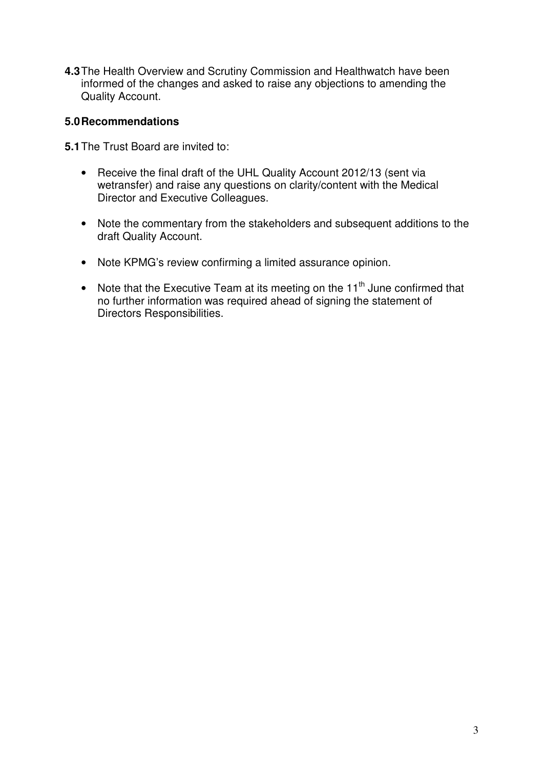**4.3** The Health Overview and Scrutiny Commission and Healthwatch have been informed of the changes and asked to raise any objections to amending the Quality Account.

## 5.0 Recommendations

**5.1** The Trust Board are invited to:

- Receive the final draft of the UHL Quality Account 2012/13 (sent via wetransfer) and raise any questions on clarity/content with the Medical Director and Executive Colleagues.

- Note the commentary from the stakeholders and subsequent additions to the draft Quality Account.

- Note KPMG's review confirming a limited assurance opinion.

- Note that the Executive Team at its meeting on the 11th June confirmed that no further information was required ahead of signing the statement of Directors Responsibilities.